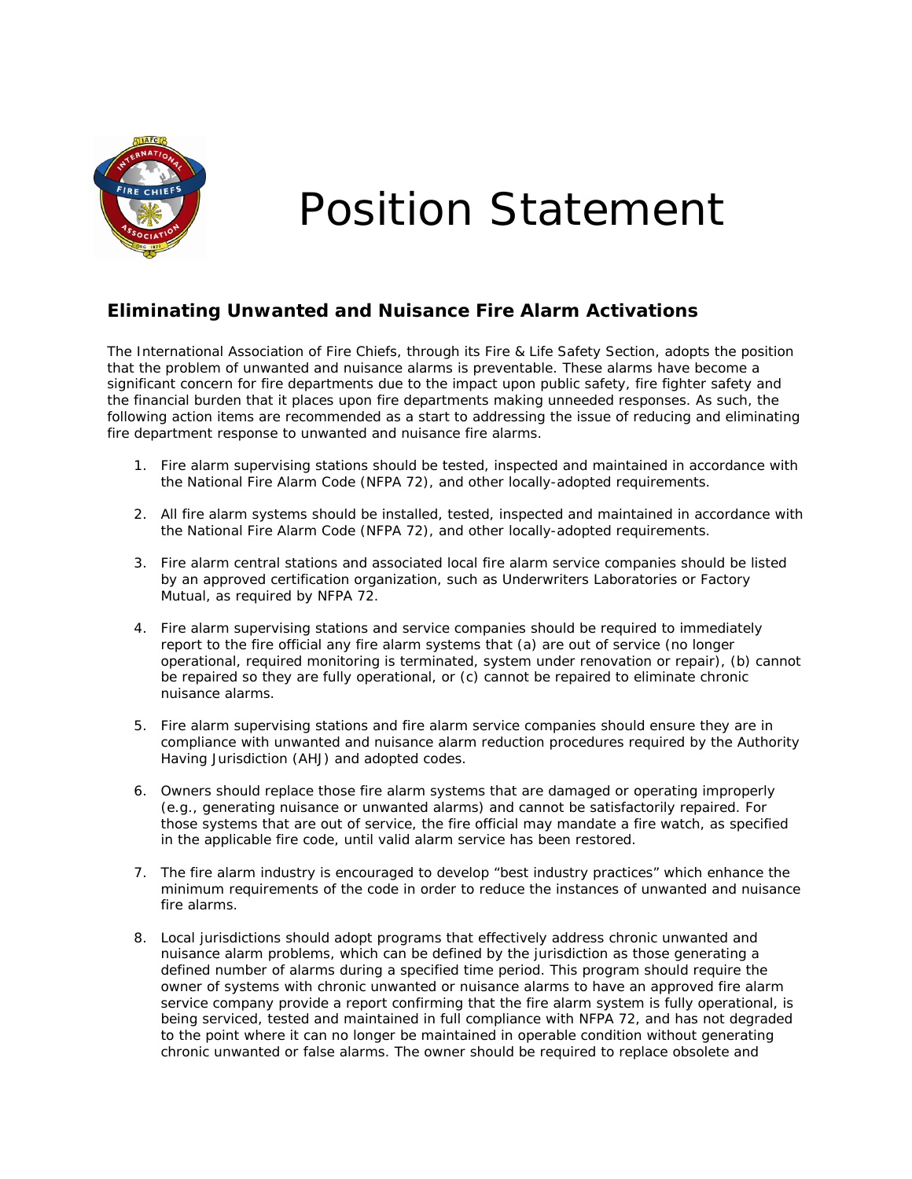# Position Statement

## Eliminating Unwanted and Nuisance Fire Alarm Activations

The International Association of Fire Chiefs, through its Fire & Life Safety Section, adopts the position that the problem of unwanted and nuisance alarms is preventable. These alarms have become a significant concern for fire departments due to the impact upon public safety, fire fighter safety and the financial burden that it places upon fire departments making unneeded responses. As such, the following action items are recommended as a start to addressing the issue of reducing and eliminating fire department response to unwanted and nuisance fire alarms.

1. Fire alarm supervising stations should be tested, inspected and maintained in accordance with the National Fire Alarm Code (NFPA 72), and other locally-adopted requirements.

2. All fire alarm systems should be installed, tested, inspected and maintained in accordance with the National Fire Alarm Code (NFPA 72), and other locally-adopted requirements.

3. Fire alarm central stations and associated local fire alarm service companies should be listed by an approved certification organization, such as Underwriters Laboratories or Factory Mutual, as required by NFPA 72.

4. Fire alarm supervising stations and service companies should be required to immediately report to the fire official any fire alarm systems that (a) are out of service (no longer operational, required monitoring is terminated, system under renovation or repair), (b) cannot be repaired so they are fully operational, or (c) cannot be repaired to eliminate chronic nuisance alarms.

5. Fire alarm supervising stations and fire alarm service companies should ensure they are in compliance with unwanted and nuisance alarm reduction procedures required by the Authority Having Jurisdiction (AHJ) and adopted codes.

6. Owners should replace those fire alarm systems that are damaged or operating improperly (e.g., generating nuisance or unwanted alarms) and cannot be satisfactorily repaired. For those systems that are out of service, the fire official may mandate a fire watch, as specified in the applicable fire code, until valid alarm service has been restored.

7. The fire alarm industry is encouraged to develop "best industry practices" which enhance the minimum requirements of the code in order to reduce the instances of unwanted and nuisance fire alarms.

8. Local jurisdictions should adopt programs that effectively address chronic unwanted and nuisance alarm problems, which can be defined by the jurisdiction as those generating a defined number of alarms during a specified time period. This program should require the owner of systems with chronic unwanted or nuisance alarms to have an approved fire alarm service company provide a report confirming that the fire alarm system is fully operational, is being serviced, tested and maintained in full compliance with NFPA 72, and has not degraded to the point where it can no longer be maintained in operable condition without generating chronic unwanted or false alarms. The owner should be required to replace obsolete and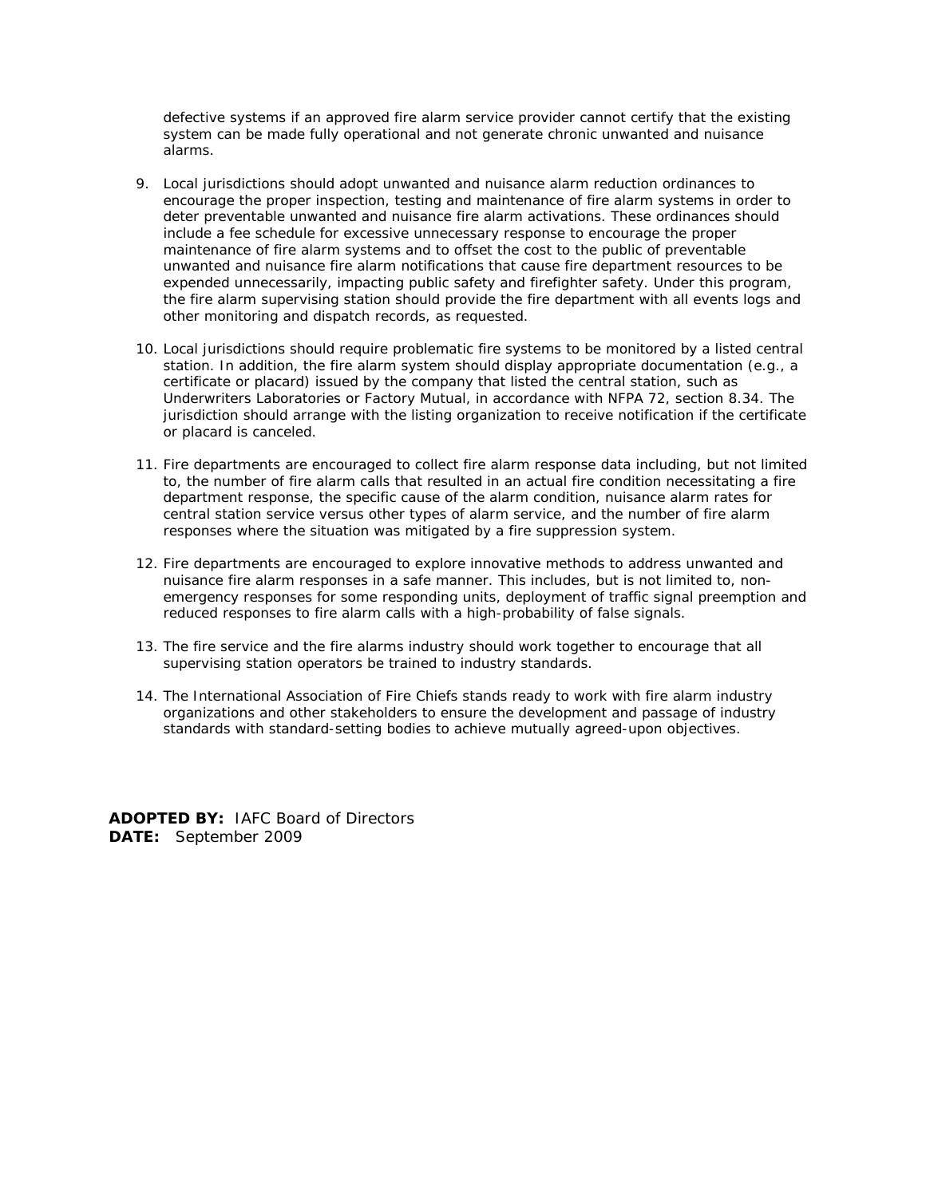defective systems if an approved fire alarm service provider cannot certify that the existing system can be made fully operational and not generate chronic unwanted and nuisance alarms.

9. Local jurisdictions should adopt unwanted and nuisance alarm reduction ordinances to encourage the proper inspection, testing and maintenance of fire alarm systems in order to deter preventable unwanted and nuisance fire alarm activations. These ordinances should include a fee schedule for excessive unnecessary response to encourage the proper maintenance of fire alarm systems and to offset the cost to the public of preventable unwanted and nuisance fire alarm notifications that cause fire department resources to be expended unnecessarily, impacting public safety and firefighter safety. Under this program, the fire alarm supervising station should provide the fire department with all events logs and other monitoring and dispatch records, as requested.

10. Local jurisdictions should require problematic fire systems to be monitored by a listed central station. In addition, the fire alarm system should display appropriate documentation (e.g., a certificate or placard) issued by the company that listed the central station, such as Underwriters Laboratories or Factory Mutual, in accordance with NFPA 72, section 8.34. The jurisdiction should arrange with the listing organization to receive notification if the certificate or placard is canceled.

11. Fire departments are encouraged to collect fire alarm response data including, but not limited to, the number of fire alarm calls that resulted in an actual fire condition necessitating a fire department response, the specific cause of the alarm condition, nuisance alarm rates for central station service versus other types of alarm service, and the number of fire alarm responses where the situation was mitigated by a fire suppression system.

12. Fire departments are encouraged to explore innovative methods to address unwanted and nuisance fire alarm responses in a safe manner. This includes, but is not limited to, non-emergency responses for some responding units, deployment of traffic signal preemption and reduced responses to fire alarm calls with a high-probability of false signals.

13. The fire service and the fire alarms industry should work together to encourage that all supervising station operators be trained to industry standards.

14. The International Association of Fire Chiefs stands ready to work with fire alarm industry organizations and other stakeholders to ensure the development and passage of industry standards with standard-setting bodies to achieve mutually agreed-upon objectives.

**ADOPTED BY:** IAFC Board of Directors
**DATE:** September 2009